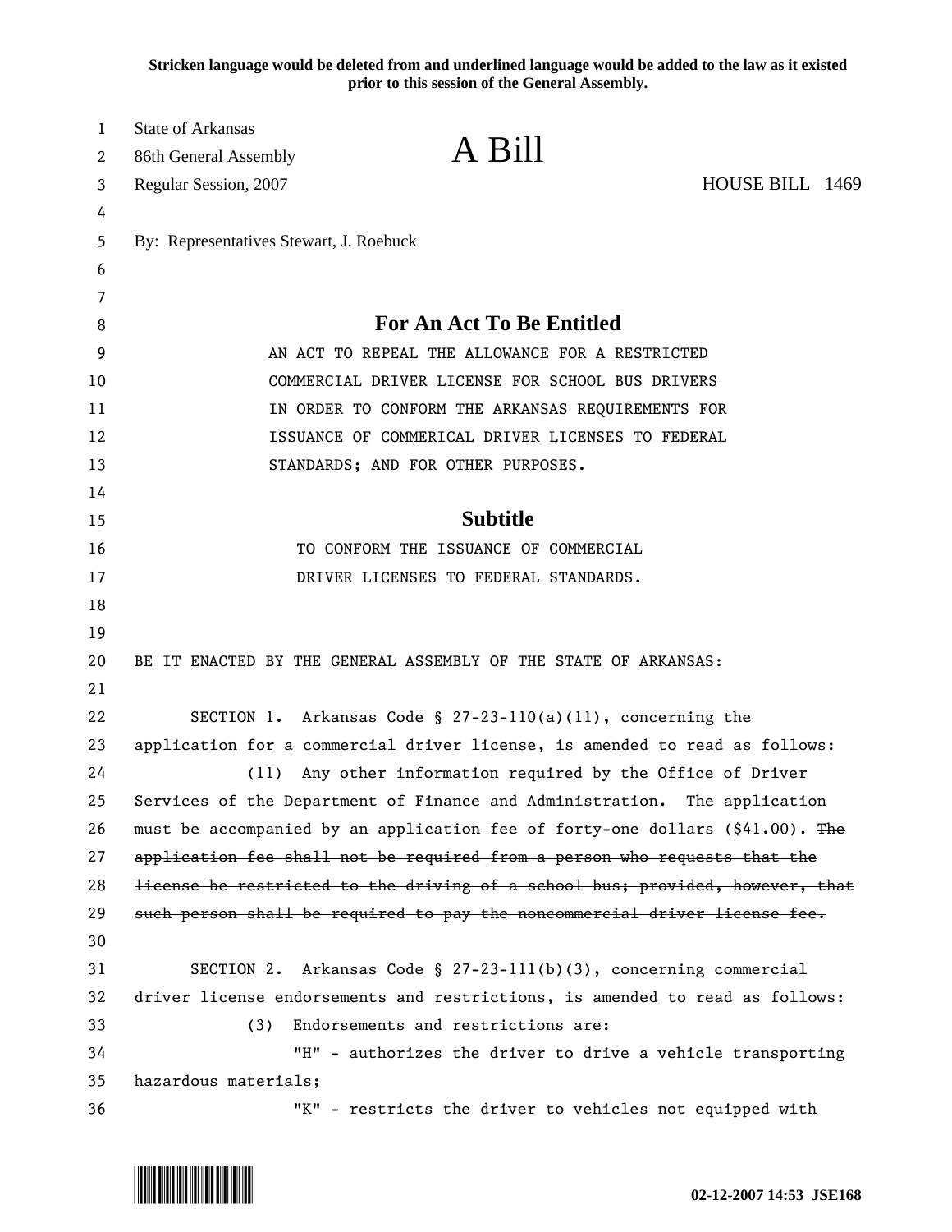Stricken language would be deleted from and underlined language would be added to the law as it existed prior to this session of the General Assembly.

State of Arkansas
86th General Assembly
Regular Session, 2007

# A Bill

HOUSE BILL 1469

By: Representatives Stewart, J. Roebuck

## For An Act To Be Entitled

AN ACT TO REPEAL THE ALLOWANCE FOR A RESTRICTED COMMERCIAL DRIVER LICENSE FOR SCHOOL BUS DRIVERS IN ORDER TO CONFORM THE ARKANSAS REQUIREMENTS FOR ISSUANCE OF COMMERICAL DRIVER LICENSES TO FEDERAL STANDARDS; AND FOR OTHER PURPOSES.

## Subtitle

TO CONFORM THE ISSUANCE OF COMMERCIAL DRIVER LICENSES TO FEDERAL STANDARDS.

BE IT ENACTED BY THE GENERAL ASSEMBLY OF THE STATE OF ARKANSAS:

SECTION 1. Arkansas Code § 27-23-110(a)(11), concerning the application for a commercial driver license, is amended to read as follows:

(11) Any other information required by the Office of Driver Services of the Department of Finance and Administration. The application must be accompanied by an application fee of forty-one dollars ($41.00). ~~The application fee shall not be required from a person who requests that the license be restricted to the driving of a school bus; provided, however, that such person shall be required to pay the noncommercial driver license fee.~~

SECTION 2. Arkansas Code § 27-23-111(b)(3), concerning commercial driver license endorsements and restrictions, is amended to read as follows:

(3) Endorsements and restrictions are:

"H" - authorizes the driver to drive a vehicle transporting hazardous materials;

"K" - restricts the driver to vehicles not equipped with

02-12-2007 14:53 JSE168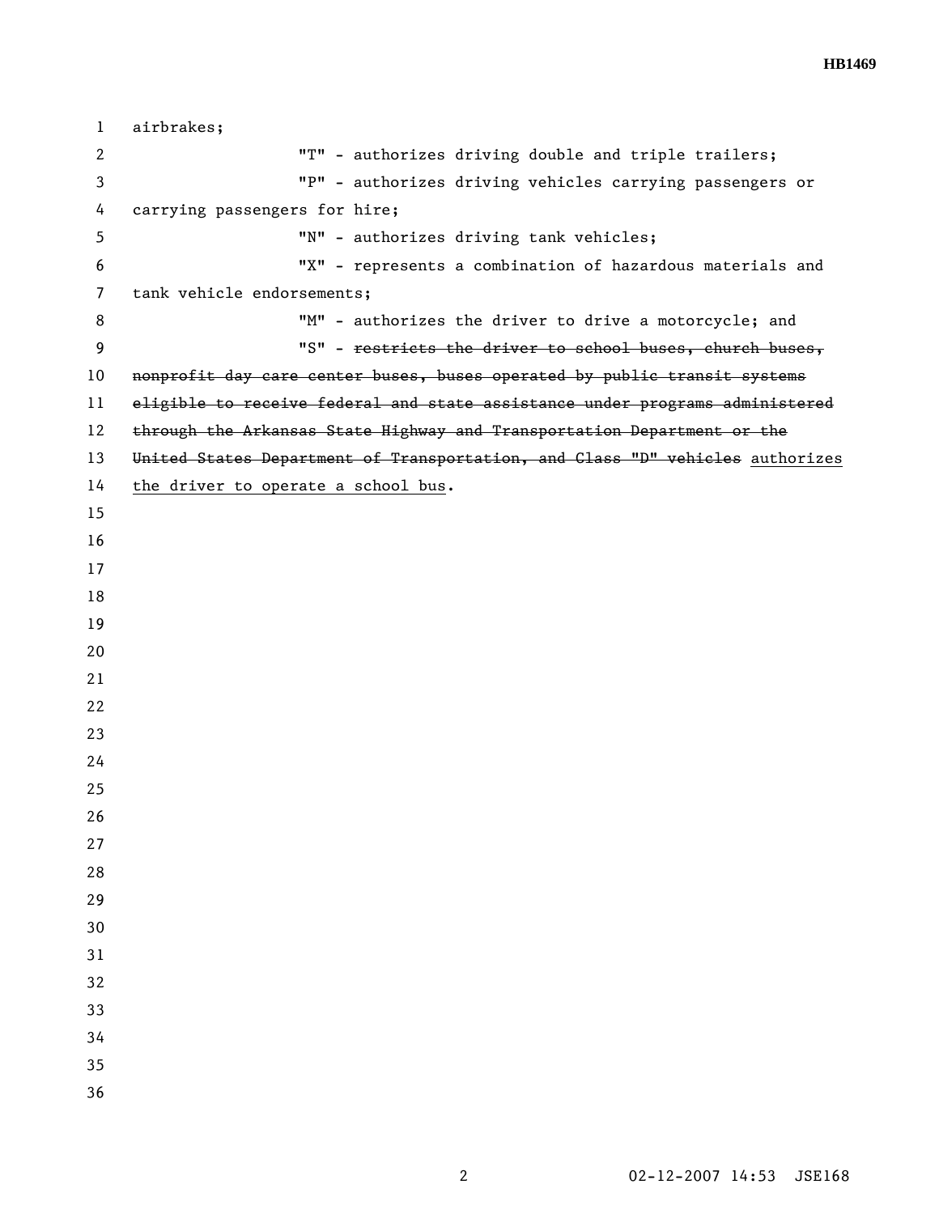airbrakes;

"T" - authorizes driving double and triple trailers;

"P" - authorizes driving vehicles carrying passengers or carrying passengers for hire;

"N" - authorizes driving tank vehicles;

"X" - represents a combination of hazardous materials and tank vehicle endorsements;

"M" - authorizes the driver to drive a motorcycle; and

"S" - ~~restricts the driver to school buses, church buses, nonprofit day care center buses, buses operated by public transit systems eligible to receive federal and state assistance under programs administered through the Arkansas State Highway and Transportation Department or the United States Department of Transportation, and Class "D" vehicles~~ <u>authorizes the driver to operate a school bus</u>.